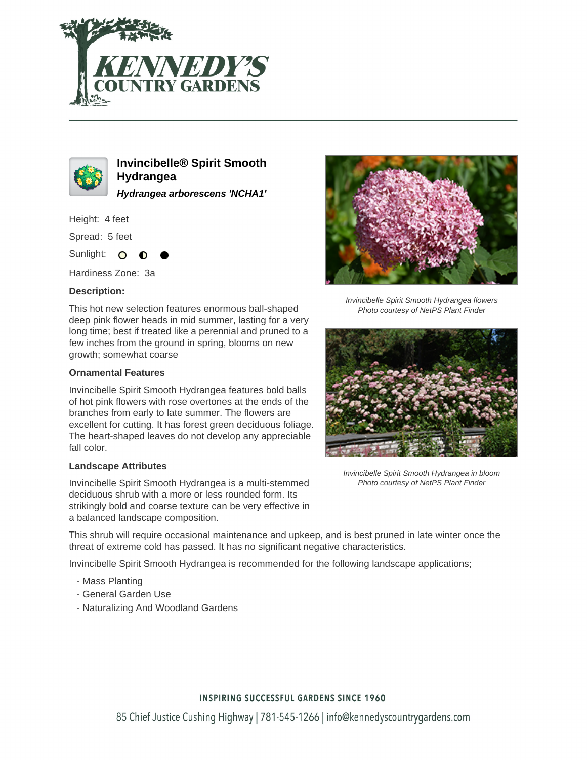# Invincibelle® Spirit Smooth Hydrangea

***Hydrangea arborescens 'NCHA1'***

Height: 4 feet

Spread: 5 feet

Sunlight: ○ ◐ ●

Hardiness Zone: 3a

**Description:**

This hot new selection features enormous ball-shaped deep pink flower heads in mid summer, lasting for a very long time; best if treated like a perennial and pruned to a few inches from the ground in spring, blooms on new growth; somewhat coarse

*Invincibelle Spirit Smooth Hydrangea flowers*
*Photo courtesy of NetPS Plant Finder*

*Invincibelle Spirit Smooth Hydrangea in bloom*
*Photo courtesy of NetPS Plant Finder*

### Ornamental Features

Invincibelle Spirit Smooth Hydrangea features bold balls of hot pink flowers with rose overtones at the ends of the branches from early to late summer. The flowers are excellent for cutting. It has forest green deciduous foliage. The heart-shaped leaves do not develop any appreciable fall color.

### Landscape Attributes

Invincibelle Spirit Smooth Hydrangea is a multi-stemmed deciduous shrub with a more or less rounded form. Its strikingly bold and coarse texture can be very effective in a balanced landscape composition.

This shrub will require occasional maintenance and upkeep, and is best pruned in late winter once the threat of extreme cold has passed. It has no significant negative characteristics.

Invincibelle Spirit Smooth Hydrangea is recommended for the following landscape applications;

- Mass Planting
- General Garden Use
- Naturalizing And Woodland Gardens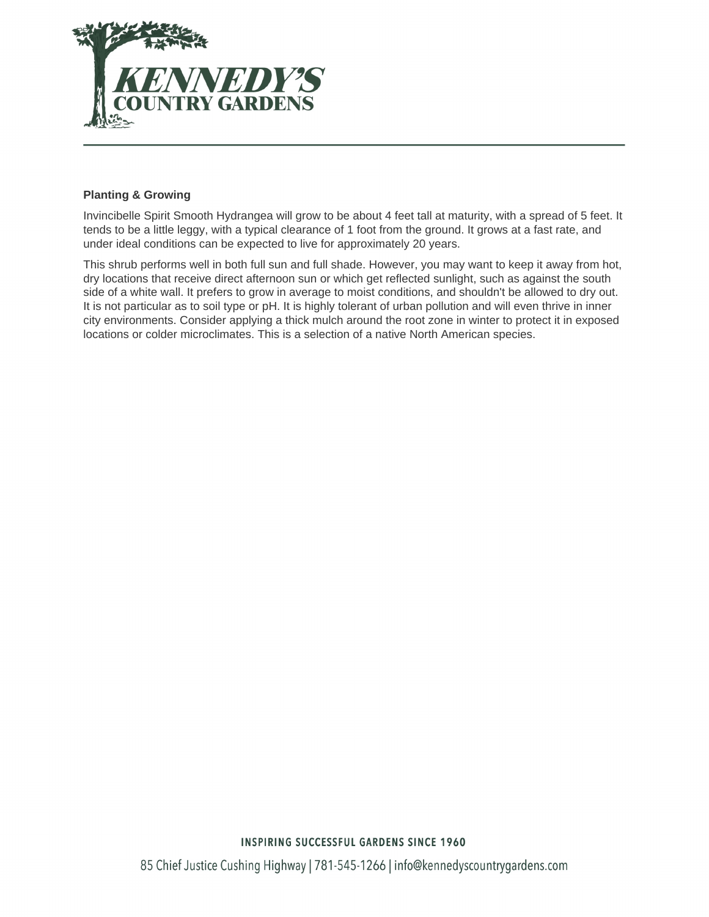**Planting & Growing**

Invincibelle Spirit Smooth Hydrangea will grow to be about 4 feet tall at maturity, with a spread of 5 feet. It tends to be a little leggy, with a typical clearance of 1 foot from the ground. It grows at a fast rate, and under ideal conditions can be expected to live for approximately 20 years.

This shrub performs well in both full sun and full shade. However, you may want to keep it away from hot, dry locations that receive direct afternoon sun or which get reflected sunlight, such as against the south side of a white wall. It prefers to grow in average to moist conditions, and shouldn't be allowed to dry out. It is not particular as to soil type or pH. It is highly tolerant of urban pollution and will even thrive in inner city environments. Consider applying a thick mulch around the root zone in winter to protect it in exposed locations or colder microclimates. This is a selection of a native North American species.